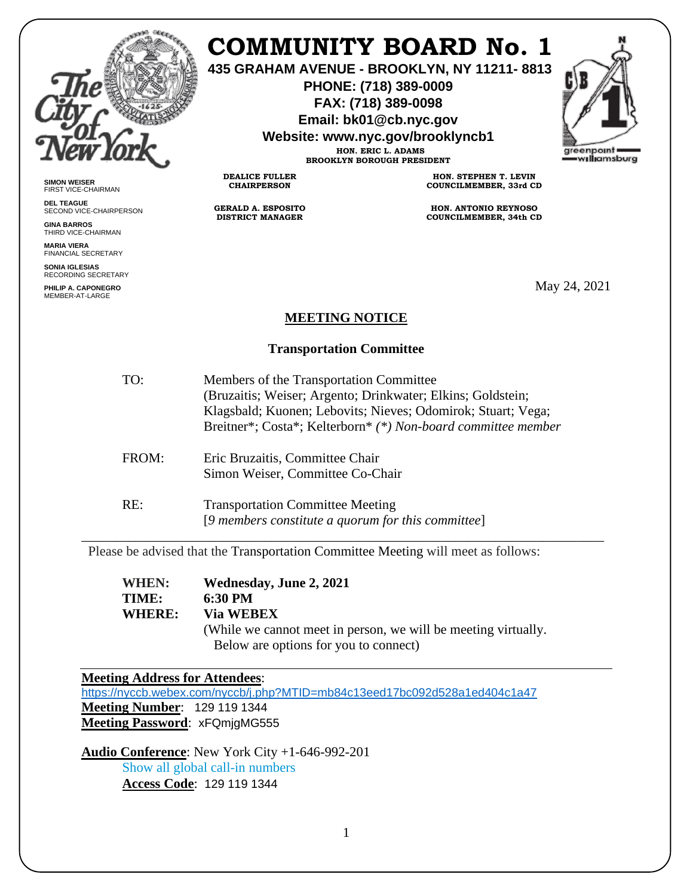# COMMUNITY BOARD No. 1

**435 GRAHAM AVENUE - BROOKLYN, NY 11211- 8813**
**PHONE: (718) 389-0009**
**FAX: (718) 389-0098**
**Email: bk01@cb.nyc.gov**
**Website: www.nyc.gov/brooklyncb1**

**HON. ERIC L. ADAMS**
**BROOKLYN BOROUGH PRESIDENT**

**DEALICE FULLER**
**CHAIRPERSON**

**HON. STEPHEN T. LEVIN**
**COUNCILMEMBER, 33rd CD**

**GERALD A. ESPOSITO**
**DISTRICT MANAGER**

**HON. ANTONIO REYNOSO**
**COUNCILMEMBER, 34th CD**

**SIMON WEISER**
FIRST VICE-CHAIRMAN

**DEL TEAGUE**
SECOND VICE-CHAIRPERSON

**GINA BARROS**
THIRD VICE-CHAIRMAN

**MARIA VIERA**
FINANCIAL SECRETARY

**SONIA IGLESIAS**
RECORDING SECRETARY

**PHILIP A. CAPONEGRO**
MEMBER-AT-LARGE

May 24, 2021

## MEETING NOTICE

### Transportation Committee

TO: Members of the Transportation Committee
(Bruzaitis; Weiser; Argento; Drinkwater; Elkins; Goldstein; Klagsbald; Kuonen; Lebovits; Nieves; Odomirok; Stuart; Vega; Breitner*; Costa*; Kelterborn* *(\*) Non-board committee member*

FROM: Eric Bruzaitis, Committee Chair
Simon Weiser, Committee Co-Chair

RE: Transportation Committee Meeting
[*9 members constitute a quorum for this committee*]

---

Please be advised that the Transportation Committee Meeting will meet as follows:

**WHEN:** **Wednesday, June 2, 2021**
**TIME:** **6:30 PM**
**WHERE:** **Via WEBEX**
(While we cannot meet in person, we will be meeting virtually. Below are options for you to connect)

---

**Meeting Address for Attendees**:
https://nyccb.webex.com/nyccb/j.php?MTID=mb84c13eed17bc092d528a1ed404c1a47
**Meeting Number**: 129 119 1344
**Meeting Password**: xFQmjgMG555

**Audio Conference**: New York City +1-646-992-201
Show all global call-in numbers
**Access Code**: 129 119 1344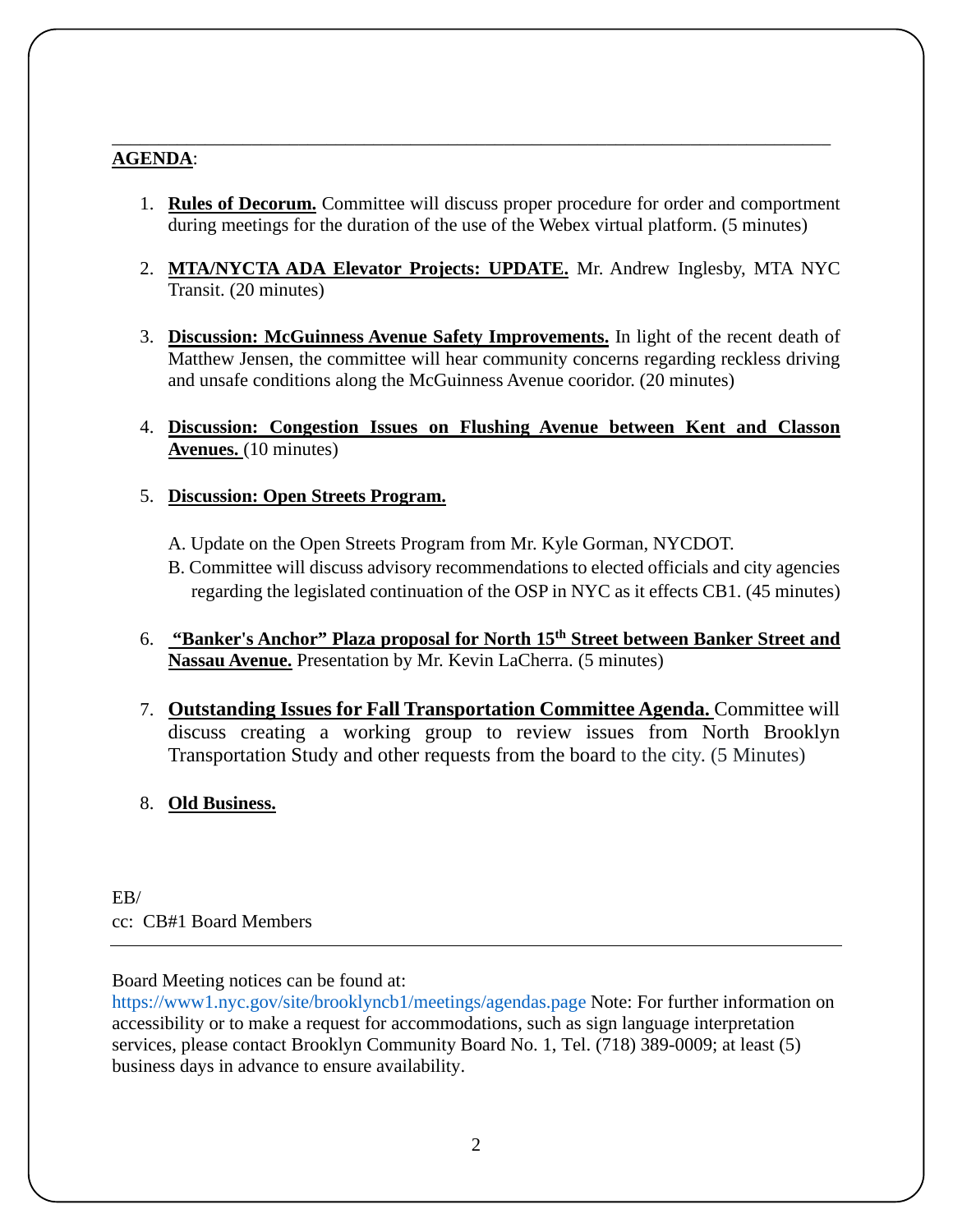**AGENDA**:

1. **Rules of Decorum.** Committee will discuss proper procedure for order and comportment during meetings for the duration of the use of the Webex virtual platform. (5 minutes)

2. **MTA/NYCTA ADA Elevator Projects: UPDATE.** Mr. Andrew Inglesby, MTA NYC Transit. (20 minutes)

3. **Discussion: McGuinness Avenue Safety Improvements.** In light of the recent death of Matthew Jensen, the committee will hear community concerns regarding reckless driving and unsafe conditions along the McGuinness Avenue cooridor. (20 minutes)

4. **Discussion: Congestion Issues on Flushing Avenue between Kent and Classon Avenues.** (10 minutes)

5. **Discussion: Open Streets Program.**

   A. Update on the Open Streets Program from Mr. Kyle Gorman, NYCDOT.
   B. Committee will discuss advisory recommendations to elected officials and city agencies regarding the legislated continuation of the OSP in NYC as it effects CB1. (45 minutes)

6. **"Banker's Anchor" Plaza proposal for North 15th Street between Banker Street and Nassau Avenue.** Presentation by Mr. Kevin LaCherra. (5 minutes)

7. **Outstanding Issues for Fall Transportation Committee Agenda.** Committee will discuss creating a working group to review issues from North Brooklyn Transportation Study and other requests from the board to the city. (5 Minutes)

8. **Old Business.**

EB/
cc: CB#1 Board Members

---

Board Meeting notices can be found at:
https://www1.nyc.gov/site/brooklyncb1/meetings/agendas.page Note: For further information on accessibility or to make a request for accommodations, such as sign language interpretation services, please contact Brooklyn Community Board No. 1, Tel. (718) 389-0009; at least (5) business days in advance to ensure availability.